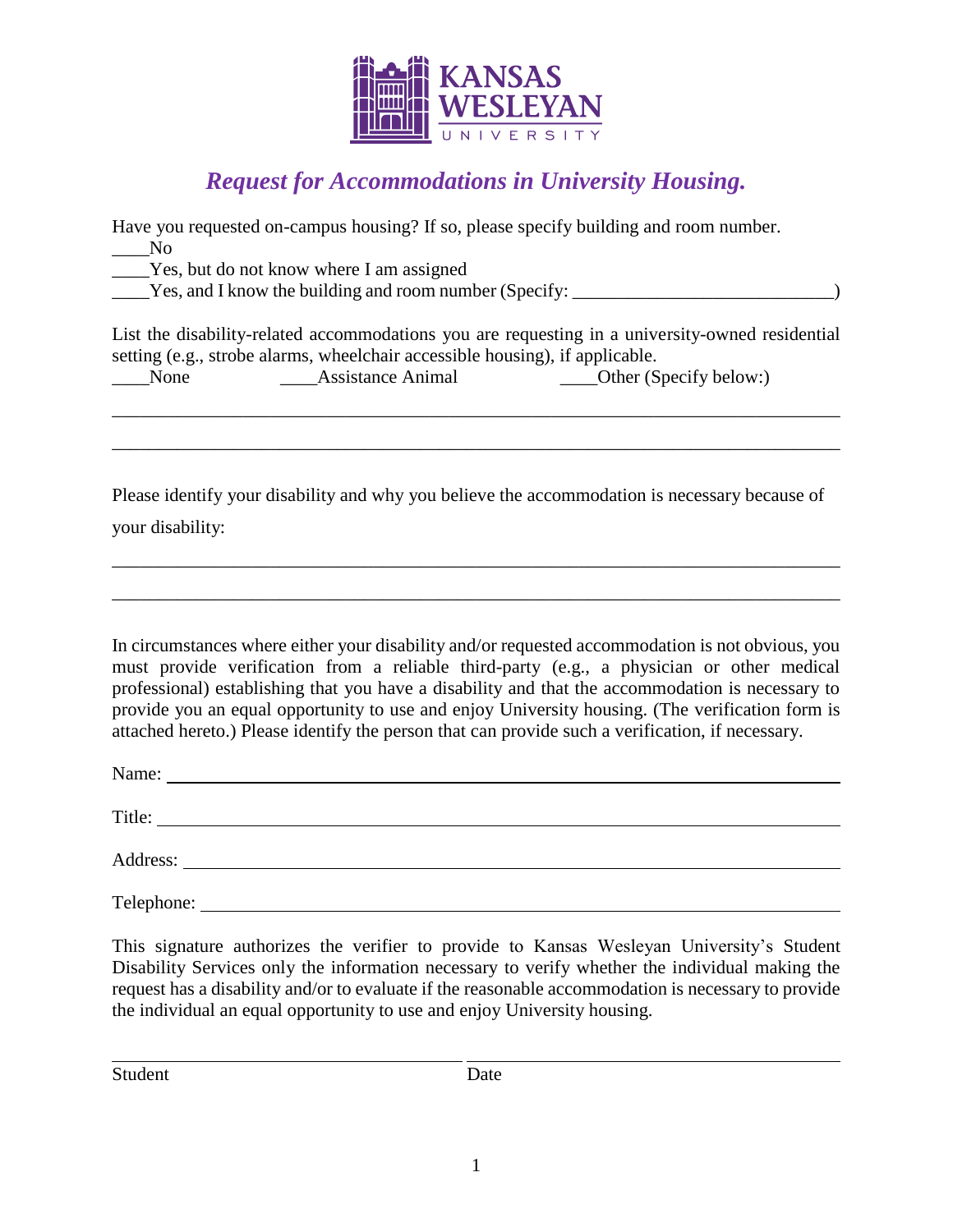KANSAS WESLEYAN UNIVERSITY

# *Request for Accommodations in University Housing.*

Have you requested on-campus housing? If so, please specify building and room number.

____No

____Yes, but do not know where I am assigned

____Yes, and I know the building and room number (Specify: ____________________________)

List the disability-related accommodations you are requesting in a university-owned residential setting (e.g., strobe alarms, wheelchair accessible housing), if applicable.

____None ____Assistance Animal ____Other (Specify below:)

_______________________________________________________________________________

_______________________________________________________________________________

Please identify your disability and why you believe the accommodation is necessary because of your disability:

_______________________________________________________________________________

_______________________________________________________________________________

In circumstances where either your disability and/or requested accommodation is not obvious, you must provide verification from a reliable third-party (e.g., a physician or other medical professional) establishing that you have a disability and that the accommodation is necessary to provide you an equal opportunity to use and enjoy University housing. (The verification form is attached hereto.) Please identify the person that can provide such a verification, if necessary.

Name: ____________________________________________________________________________

Title: _____________________________________________________________________________

Address: __________________________________________________________________________

Telephone: ________________________________________________________________________

This signature authorizes the verifier to provide to Kansas Wesleyan University's Student Disability Services only the information necessary to verify whether the individual making the request has a disability and/or to evaluate if the reasonable accommodation is necessary to provide the individual an equal opportunity to use and enjoy University housing.

______________________________________ ______________________________________

Student Date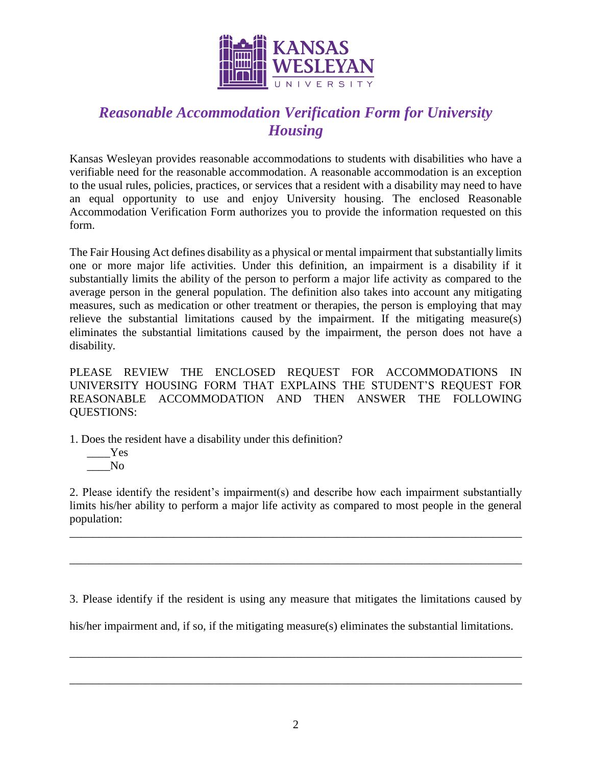# *Reasonable Accommodation Verification Form for University Housing*

Kansas Wesleyan provides reasonable accommodations to students with disabilities who have a verifiable need for the reasonable accommodation. A reasonable accommodation is an exception to the usual rules, policies, practices, or services that a resident with a disability may need to have an equal opportunity to use and enjoy University housing. The enclosed Reasonable Accommodation Verification Form authorizes you to provide the information requested on this form.

The Fair Housing Act defines disability as a physical or mental impairment that substantially limits one or more major life activities. Under this definition, an impairment is a disability if it substantially limits the ability of the person to perform a major life activity as compared to the average person in the general population. The definition also takes into account any mitigating measures, such as medication or other treatment or therapies, the person is employing that may relieve the substantial limitations caused by the impairment. If the mitigating measure(s) eliminates the substantial limitations caused by the impairment, the person does not have a disability.

PLEASE REVIEW THE ENCLOSED REQUEST FOR ACCOMMODATIONS IN UNIVERSITY HOUSING FORM THAT EXPLAINS THE STUDENT'S REQUEST FOR REASONABLE ACCOMMODATION AND THEN ANSWER THE FOLLOWING QUESTIONS:

1. Does the resident have a disability under this definition?

____Yes

____No

2. Please identify the resident's impairment(s) and describe how each impairment substantially limits his/her ability to perform a major life activity as compared to most people in the general population:

_____________________________________________________________________________

_____________________________________________________________________________

3. Please identify if the resident is using any measure that mitigates the limitations caused by his/her impairment and, if so, if the mitigating measure(s) eliminates the substantial limitations.

_____________________________________________________________________________

_____________________________________________________________________________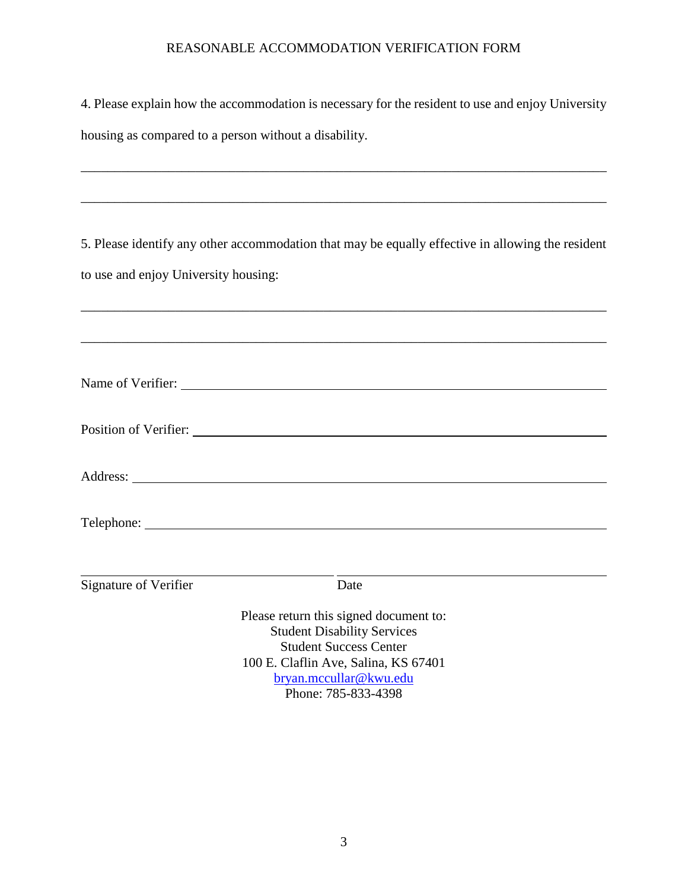REASONABLE ACCOMMODATION VERIFICATION FORM

4. Please explain how the accommodation is necessary for the resident to use and enjoy University housing as compared to a person without a disability.

\_\_\_\_\_\_\_\_\_\_\_\_\_\_\_\_\_\_\_\_\_\_\_\_\_\_\_\_\_\_\_\_\_\_\_\_\_\_\_\_\_\_\_\_\_\_\_\_\_\_\_\_\_\_\_\_\_\_\_\_\_\_\_\_\_\_\_\_\_\_\_\_\_\_

\_\_\_\_\_\_\_\_\_\_\_\_\_\_\_\_\_\_\_\_\_\_\_\_\_\_\_\_\_\_\_\_\_\_\_\_\_\_\_\_\_\_\_\_\_\_\_\_\_\_\_\_\_\_\_\_\_\_\_\_\_\_\_\_\_\_\_\_\_\_\_\_\_\_

5. Please identify any other accommodation that may be equally effective in allowing the resident to use and enjoy University housing:

\_\_\_\_\_\_\_\_\_\_\_\_\_\_\_\_\_\_\_\_\_\_\_\_\_\_\_\_\_\_\_\_\_\_\_\_\_\_\_\_\_\_\_\_\_\_\_\_\_\_\_\_\_\_\_\_\_\_\_\_\_\_\_\_\_\_\_\_\_\_\_\_\_\_

\_\_\_\_\_\_\_\_\_\_\_\_\_\_\_\_\_\_\_\_\_\_\_\_\_\_\_\_\_\_\_\_\_\_\_\_\_\_\_\_\_\_\_\_\_\_\_\_\_\_\_\_\_\_\_\_\_\_\_\_\_\_\_\_\_\_\_\_\_\_\_\_\_\_

Name of Verifier: \_\_\_\_\_\_\_\_\_\_\_\_\_\_\_\_\_\_\_\_\_\_\_\_\_\_\_\_\_\_\_\_\_\_\_\_\_\_\_\_\_\_\_\_\_\_\_\_\_\_\_\_\_\_\_\_

Position of Verifier: \_\_\_\_\_\_\_\_\_\_\_\_\_\_\_\_\_\_\_\_\_\_\_\_\_\_\_\_\_\_\_\_\_\_\_\_\_\_\_\_\_\_\_\_\_\_\_\_\_\_\_\_\_\_\_

Address: \_\_\_\_\_\_\_\_\_\_\_\_\_\_\_\_\_\_\_\_\_\_\_\_\_\_\_\_\_\_\_\_\_\_\_\_\_\_\_\_\_\_\_\_\_\_\_\_\_\_\_\_\_\_\_\_\_\_\_\_\_\_\_

Telephone: \_\_\_\_\_\_\_\_\_\_\_\_\_\_\_\_\_\_\_\_\_\_\_\_\_\_\_\_\_\_\_\_\_\_\_\_\_\_\_\_\_\_\_\_\_\_\_\_\_\_\_\_\_\_\_\_\_\_\_\_\_

\_\_\_\_\_\_\_\_\_\_\_\_\_\_\_\_\_\_\_\_\_\_\_\_\_\_\_\_\_\_\_\_\_\_ \_\_\_\_\_\_\_\_\_\_\_\_\_\_\_\_\_\_\_\_\_\_\_\_\_\_\_\_\_\_\_\_\_\_\_\_
Signature of Verifier Date

Please return this signed document to:
Student Disability Services
Student Success Center
100 E. Claflin Ave, Salina, KS 67401
bryan.mccullar@kwu.edu
Phone: 785-833-4398